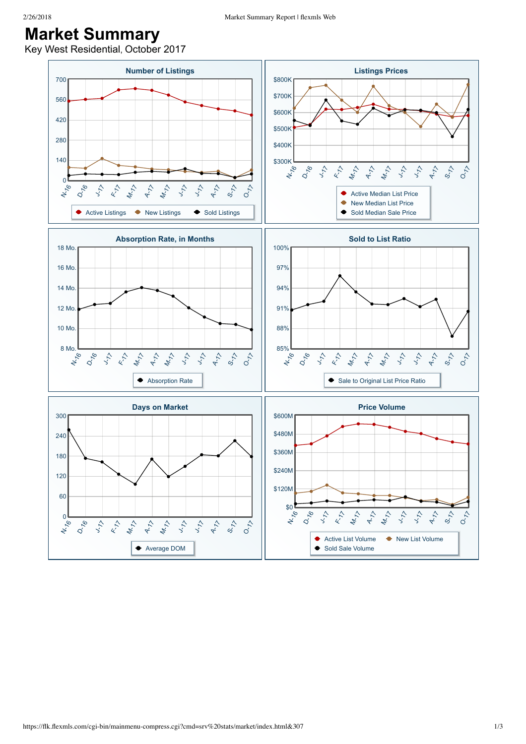# Market Summary

Key West Residential, October 2017

## Number of Listings

700
560
420
280
140
0

N-16 D-16 J-17 F-17 M-17 A-17 M-17 J-17 J-17 A-17 S-17 O-17

Active Listings   New Listings   Sold Listings

## Listings Prices

$800K
$700K
$600K
$500K
$400K
$300K

N-16 D-16 J-17 F-17 M-17 A-17 M-17 J-17 J-17 A-17 S-17 O-17

Active Median List Price
New Median List Price
Sold Median Sale Price

## Absorption Rate, in Months

18 Mo.
16 Mo.
14 Mo.
12 Mo.
10 Mo.
8 Mo.

N-16 D-16 J-17 F-17 M-17 A-17 M-17 J-17 J-17 A-17 S-17 O-17

Absorption Rate

## Sold to List Ratio

100%
97%
94%
91%
88%
85%

N-16 D-16 J-17 F-17 M-17 A-17 M-17 J-17 J-17 A-17 S-17 O-17

Sale to Original List Price Ratio

## Days on Market

300
240
180
120
60
0

N-16 D-16 J-17 F-17 M-17 A-17 M-17 J-17 J-17 A-17 S-17 O-17

Average DOM

## Price Volume

$600M
$480M
$360M
$240M
$120M
$0

N-16 D-16 J-17 F-17 M-17 A-17 M-17 J-17 J-17 A-17 S-17 O-17

Active List Volume   New List Volume
Sold Sale Volume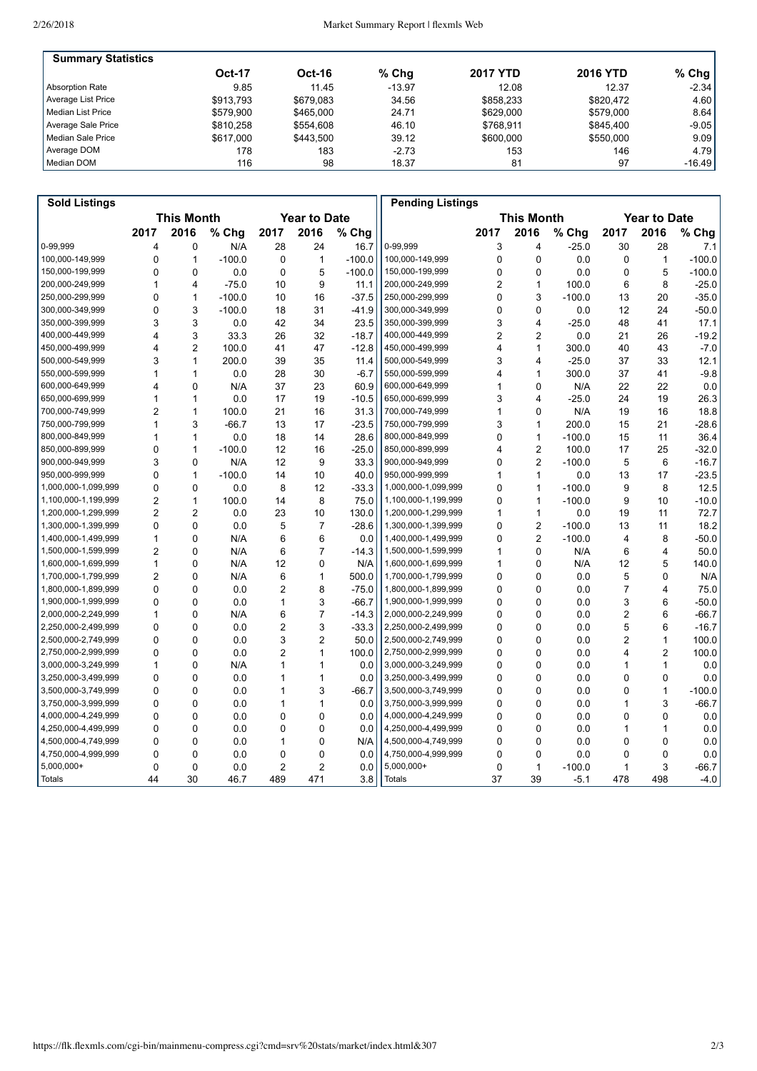| Summary Statistics | Oct-17 | Oct-16 | % Chg | 2017 YTD | 2016 YTD | % Chg |
|---|---|---|---|---|---|---|
| Absorption Rate | 9.85 | 11.45 | -13.97 | 12.08 | 12.37 | -2.34 |
| Average List Price | $913,793 | $679,083 | 34.56 | $858,233 | $820,472 | 4.60 |
| Median List Price | $579,900 | $465,000 | 24.71 | $629,000 | $579,000 | 8.64 |
| Average Sale Price | $810,258 | $554,608 | 46.10 | $768,911 | $845,400 | -9.05 |
| Median Sale Price | $617,000 | $443,500 | 39.12 | $600,000 | $550,000 | 9.09 |
| Average DOM | 178 | 183 | -2.73 | 153 | 146 | 4.79 |
| Median DOM | 116 | 98 | 18.37 | 81 | 97 | -16.49 |

| Sold Listings | This Month | | | Year to Date | | | Pending Listings | This Month | | | Year to Date | | |
|---|---|---|---|---|---|---|---|---|---|---|---|---|---|
| | 2017 | 2016 | % Chg | 2017 | 2016 | % Chg | | 2017 | 2016 | % Chg | 2017 | 2016 | % Chg |
| 0-99,999 | 4 | 0 | N/A | 28 | 24 | 16.7 | 0-99,999 | 3 | 4 | -25.0 | 30 | 28 | 7.1 |
| 100,000-149,999 | 0 | 1 | -100.0 | 0 | 1 | -100.0 | 100,000-149,999 | 0 | 0 | 0.0 | 0 | 1 | -100.0 |
| 150,000-199,999 | 0 | 0 | 0.0 | 0 | 5 | -100.0 | 150,000-199,999 | 0 | 0 | 0.0 | 0 | 5 | -100.0 |
| 200,000-249,999 | 1 | 4 | -75.0 | 10 | 9 | 11.1 | 200,000-249,999 | 2 | 1 | 100.0 | 6 | 8 | -25.0 |
| 250,000-299,999 | 0 | 1 | -100.0 | 10 | 16 | -37.5 | 250,000-299,999 | 0 | 3 | -100.0 | 13 | 20 | -35.0 |
| 300,000-349,999 | 0 | 3 | -100.0 | 18 | 31 | -41.9 | 300,000-349,999 | 0 | 0 | 0.0 | 12 | 24 | -50.0 |
| 350,000-399,999 | 3 | 3 | 0.0 | 42 | 34 | 23.5 | 350,000-399,999 | 3 | 4 | -25.0 | 48 | 41 | 17.1 |
| 400,000-449,999 | 4 | 3 | 33.3 | 26 | 32 | -18.7 | 400,000-449,999 | 2 | 2 | 0.0 | 21 | 26 | -19.2 |
| 450,000-499,999 | 4 | 2 | 100.0 | 41 | 47 | -12.8 | 450,000-499,999 | 4 | 1 | 300.0 | 40 | 43 | -7.0 |
| 500,000-549,999 | 3 | 1 | 200.0 | 39 | 35 | 11.4 | 500,000-549,999 | 3 | 4 | -25.0 | 37 | 33 | 12.1 |
| 550,000-599,999 | 1 | 1 | 0.0 | 28 | 30 | -6.7 | 550,000-599,999 | 4 | 1 | 300.0 | 37 | 41 | -9.8 |
| 600,000-649,999 | 4 | 0 | N/A | 37 | 23 | 60.9 | 600,000-649,999 | 1 | 0 | N/A | 22 | 22 | 0.0 |
| 650,000-699,999 | 1 | 1 | 0.0 | 17 | 19 | -10.5 | 650,000-699,999 | 3 | 4 | -25.0 | 24 | 19 | 26.3 |
| 700,000-749,999 | 2 | 1 | 100.0 | 21 | 16 | 31.3 | 700,000-749,999 | 1 | 0 | N/A | 19 | 16 | 18.8 |
| 750,000-799,999 | 1 | 3 | -66.7 | 13 | 17 | -23.5 | 750,000-799,999 | 3 | 1 | 200.0 | 15 | 21 | -28.6 |
| 800,000-849,999 | 1 | 1 | 0.0 | 18 | 14 | 28.6 | 800,000-849,999 | 0 | 1 | -100.0 | 15 | 11 | 36.4 |
| 850,000-899,999 | 0 | 1 | -100.0 | 12 | 16 | -25.0 | 850,000-899,999 | 4 | 2 | 100.0 | 17 | 25 | -32.0 |
| 900,000-949,999 | 3 | 0 | N/A | 12 | 9 | 33.3 | 900,000-949,999 | 0 | 2 | -100.0 | 5 | 6 | -16.7 |
| 950,000-999,999 | 0 | 1 | -100.0 | 14 | 10 | 40.0 | 950,000-999,999 | 1 | 1 | 0.0 | 13 | 17 | -23.5 |
| 1,000,000-1,099,999 | 0 | 0 | 0.0 | 8 | 12 | -33.3 | 1,000,000-1,099,999 | 0 | 1 | -100.0 | 9 | 8 | 12.5 |
| 1,100,000-1,199,999 | 2 | 1 | 100.0 | 14 | 8 | 75.0 | 1,100,000-1,199,999 | 0 | 1 | -100.0 | 9 | 10 | -10.0 |
| 1,200,000-1,299,999 | 2 | 2 | 0.0 | 23 | 10 | 130.0 | 1,200,000-1,299,999 | 1 | 1 | 0.0 | 19 | 11 | 72.7 |
| 1,300,000-1,399,999 | 0 | 0 | 0.0 | 5 | 7 | -28.6 | 1,300,000-1,399,999 | 0 | 2 | -100.0 | 13 | 11 | 18.2 |
| 1,400,000-1,499,999 | 1 | 0 | N/A | 6 | 6 | 0.0 | 1,400,000-1,499,999 | 0 | 2 | -100.0 | 4 | 8 | -50.0 |
| 1,500,000-1,599,999 | 2 | 0 | N/A | 6 | 7 | -14.3 | 1,500,000-1,599,999 | 1 | 0 | N/A | 6 | 4 | 50.0 |
| 1,600,000-1,699,999 | 1 | 0 | N/A | 12 | 0 | N/A | 1,600,000-1,699,999 | 1 | 0 | N/A | 12 | 5 | 140.0 |
| 1,700,000-1,799,999 | 2 | 0 | N/A | 6 | 1 | 500.0 | 1,700,000-1,799,999 | 0 | 0 | 0.0 | 5 | 0 | N/A |
| 1,800,000-1,899,999 | 0 | 0 | 0.0 | 2 | 8 | -75.0 | 1,800,000-1,899,999 | 0 | 0 | 0.0 | 7 | 4 | 75.0 |
| 1,900,000-1,999,999 | 0 | 0 | 0.0 | 1 | 3 | -66.7 | 1,900,000-1,999,999 | 0 | 0 | 0.0 | 3 | 6 | -50.0 |
| 2,000,000-2,249,999 | 1 | 0 | N/A | 6 | 7 | -14.3 | 2,000,000-2,249,999 | 0 | 0 | 0.0 | 2 | 6 | -66.7 |
| 2,250,000-2,499,999 | 0 | 0 | 0.0 | 2 | 3 | -33.3 | 2,250,000-2,499,999 | 0 | 0 | 0.0 | 5 | 6 | -16.7 |
| 2,500,000-2,749,999 | 0 | 0 | 0.0 | 3 | 2 | 50.0 | 2,500,000-2,749,999 | 0 | 0 | 0.0 | 2 | 1 | 100.0 |
| 2,750,000-2,999,999 | 0 | 0 | 0.0 | 2 | 1 | 100.0 | 2,750,000-2,999,999 | 0 | 0 | 0.0 | 4 | 2 | 100.0 |
| 3,000,000-3,249,999 | 1 | 0 | N/A | 1 | 1 | 0.0 | 3,000,000-3,249,999 | 0 | 0 | 0.0 | 1 | 1 | 0.0 |
| 3,250,000-3,499,999 | 0 | 0 | 0.0 | 1 | 1 | 0.0 | 3,250,000-3,499,999 | 0 | 0 | 0.0 | 0 | 0 | 0.0 |
| 3,500,000-3,749,999 | 0 | 0 | 0.0 | 1 | 3 | -66.7 | 3,500,000-3,749,999 | 0 | 0 | 0.0 | 0 | 1 | -100.0 |
| 3,750,000-3,999,999 | 0 | 0 | 0.0 | 1 | 1 | 0.0 | 3,750,000-3,999,999 | 0 | 0 | 0.0 | 1 | 3 | -66.7 |
| 4,000,000-4,249,999 | 0 | 0 | 0.0 | 0 | 0 | 0.0 | 4,000,000-4,249,999 | 0 | 0 | 0.0 | 0 | 0 | 0.0 |
| 4,250,000-4,499,999 | 0 | 0 | 0.0 | 0 | 0 | 0.0 | 4,250,000-4,499,999 | 0 | 0 | 0.0 | 1 | 1 | 0.0 |
| 4,500,000-4,749,999 | 0 | 0 | 0.0 | 1 | 0 | N/A | 4,500,000-4,749,999 | 0 | 0 | 0.0 | 0 | 0 | 0.0 |
| 4,750,000-4,999,999 | 0 | 0 | 0.0 | 0 | 0 | 0.0 | 4,750,000-4,999,999 | 0 | 0 | 0.0 | 0 | 0 | 0.0 |
| 5,000,000+ | 0 | 0 | 0.0 | 2 | 2 | 0.0 | 5,000,000+ | 0 | 1 | -100.0 | 1 | 3 | -66.7 |
| Totals | 44 | 30 | 46.7 | 489 | 471 | 3.8 | Totals | 37 | 39 | -5.1 | 478 | 498 | -4.0 |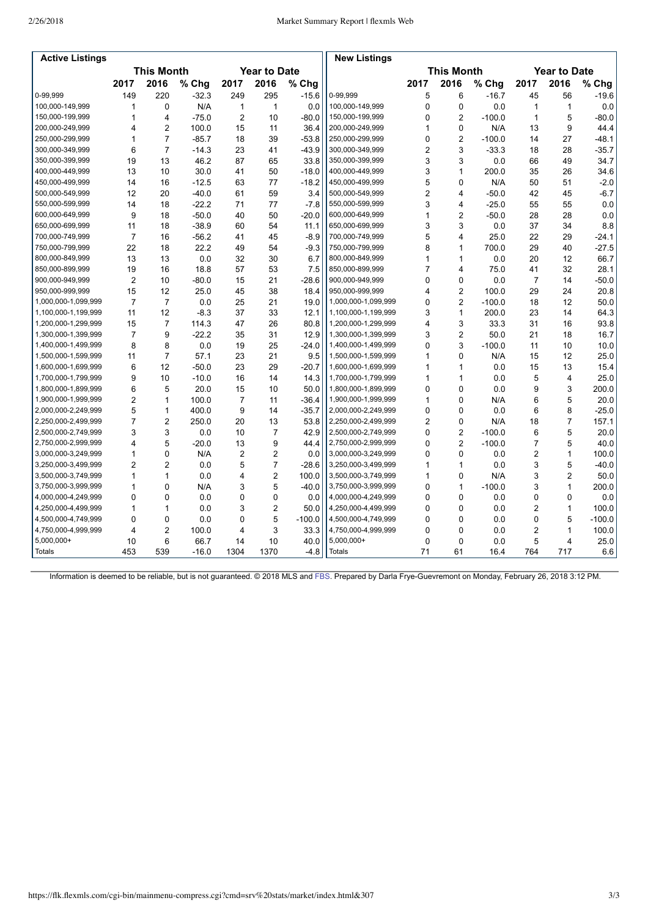| Active Listings | This Month | | | Year to Date | | |
|---|---|---|---|---|---|---|
| | 2017 | 2016 | % Chg | 2017 | 2016 | % Chg |
| 0-99,999 | 149 | 220 | -32.3 | 249 | 295 | -15.6 |
| 100,000-149,999 | 1 | 0 | N/A | 1 | 1 | 0.0 |
| 150,000-199,999 | 1 | 4 | -75.0 | 2 | 10 | -80.0 |
| 200,000-249,999 | 4 | 2 | 100.0 | 15 | 11 | 36.4 |
| 250,000-299,999 | 1 | 7 | -85.7 | 18 | 39 | -53.8 |
| 300,000-349,999 | 6 | 7 | -14.3 | 23 | 41 | -43.9 |
| 350,000-399,999 | 19 | 13 | 46.2 | 87 | 65 | 33.8 |
| 400,000-449,999 | 13 | 10 | 30.0 | 41 | 50 | -18.0 |
| 450,000-499,999 | 14 | 16 | -12.5 | 63 | 77 | -18.2 |
| 500,000-549,999 | 12 | 20 | -40.0 | 61 | 59 | 3.4 |
| 550,000-599,999 | 14 | 18 | -22.2 | 71 | 77 | -7.8 |
| 600,000-649,999 | 9 | 18 | -50.0 | 40 | 50 | -20.0 |
| 650,000-699,999 | 11 | 18 | -38.9 | 60 | 54 | 11.1 |
| 700,000-749,999 | 7 | 16 | -56.2 | 41 | 45 | -8.9 |
| 750,000-799,999 | 22 | 18 | 22.2 | 49 | 54 | -9.3 |
| 800,000-849,999 | 13 | 13 | 0.0 | 32 | 30 | 6.7 |
| 850,000-899,999 | 19 | 16 | 18.8 | 57 | 53 | 7.5 |
| 900,000-949,999 | 2 | 10 | -80.0 | 15 | 21 | -28.6 |
| 950,000-999,999 | 15 | 12 | 25.0 | 45 | 38 | 18.4 |
| 1,000,000-1,099,999 | 7 | 7 | 0.0 | 25 | 21 | 19.0 |
| 1,100,000-1,199,999 | 11 | 12 | -8.3 | 37 | 33 | 12.1 |
| 1,200,000-1,299,999 | 15 | 7 | 114.3 | 47 | 26 | 80.8 |
| 1,300,000-1,399,999 | 7 | 9 | -22.2 | 35 | 31 | 12.9 |
| 1,400,000-1,499,999 | 8 | 8 | 0.0 | 19 | 25 | -24.0 |
| 1,500,000-1,599,999 | 11 | 7 | 57.1 | 23 | 21 | 9.5 |
| 1,600,000-1,699,999 | 6 | 12 | -50.0 | 23 | 29 | -20.7 |
| 1,700,000-1,799,999 | 9 | 10 | -10.0 | 16 | 14 | 14.3 |
| 1,800,000-1,899,999 | 6 | 5 | 20.0 | 15 | 10 | 50.0 |
| 1,900,000-1,999,999 | 2 | 1 | 100.0 | 7 | 11 | -36.4 |
| 2,000,000-2,249,999 | 5 | 1 | 400.0 | 9 | 14 | -35.7 |
| 2,250,000-2,499,999 | 7 | 2 | 250.0 | 20 | 13 | 53.8 |
| 2,500,000-2,749,999 | 3 | 3 | 0.0 | 10 | 7 | 42.9 |
| 2,750,000-2,999,999 | 4 | 5 | -20.0 | 13 | 9 | 44.4 |
| 3,000,000-3,249,999 | 1 | 0 | N/A | 2 | 2 | 0.0 |
| 3,250,000-3,499,999 | 2 | 2 | 0.0 | 5 | 7 | -28.6 |
| 3,500,000-3,749,999 | 1 | 1 | 0.0 | 4 | 2 | 100.0 |
| 3,750,000-3,999,999 | 1 | 0 | N/A | 3 | 5 | -40.0 |
| 4,000,000-4,249,999 | 0 | 0 | 0.0 | 0 | 0 | 0.0 |
| 4,250,000-4,499,999 | 1 | 1 | 0.0 | 3 | 2 | 50.0 |
| 4,500,000-4,749,999 | 0 | 0 | 0.0 | 0 | 5 | -100.0 |
| 4,750,000-4,999,999 | 4 | 2 | 100.0 | 4 | 3 | 33.3 |
| 5,000,000+ | 10 | 6 | 66.7 | 14 | 10 | 40.0 |
| Totals | 453 | 539 | -16.0 | 1304 | 1370 | -4.8 |

| New Listings | This Month | | | Year to Date | | |
|---|---|---|---|---|---|---|
| | 2017 | 2016 | % Chg | 2017 | 2016 | % Chg |
| 0-99,999 | 5 | 6 | -16.7 | 45 | 56 | -19.6 |
| 100,000-149,999 | 0 | 0 | 0.0 | 1 | 1 | 0.0 |
| 150,000-199,999 | 0 | 2 | -100.0 | 1 | 5 | -80.0 |
| 200,000-249,999 | 1 | 0 | N/A | 13 | 9 | 44.4 |
| 250,000-299,999 | 0 | 2 | -100.0 | 14 | 27 | -48.1 |
| 300,000-349,999 | 2 | 3 | -33.3 | 18 | 28 | -35.7 |
| 350,000-399,999 | 3 | 3 | 0.0 | 66 | 49 | 34.7 |
| 400,000-449,999 | 3 | 1 | 200.0 | 35 | 26 | 34.6 |
| 450,000-499,999 | 5 | 0 | N/A | 50 | 51 | -2.0 |
| 500,000-549,999 | 2 | 4 | -50.0 | 42 | 45 | -6.7 |
| 550,000-599,999 | 3 | 4 | -25.0 | 55 | 55 | 0.0 |
| 600,000-649,999 | 1 | 2 | -50.0 | 28 | 28 | 0.0 |
| 650,000-699,999 | 3 | 3 | 0.0 | 37 | 34 | 8.8 |
| 700,000-749,999 | 5 | 4 | 25.0 | 22 | 29 | -24.1 |
| 750,000-799,999 | 8 | 1 | 700.0 | 29 | 40 | -27.5 |
| 800,000-849,999 | 1 | 1 | 0.0 | 20 | 12 | 66.7 |
| 850,000-899,999 | 7 | 4 | 75.0 | 41 | 32 | 28.1 |
| 900,000-949,999 | 0 | 0 | 0.0 | 7 | 14 | -50.0 |
| 950,000-999,999 | 4 | 2 | 100.0 | 29 | 24 | 20.8 |
| 1,000,000-1,099,999 | 0 | 2 | -100.0 | 18 | 12 | 50.0 |
| 1,100,000-1,199,999 | 3 | 1 | 200.0 | 23 | 14 | 64.3 |
| 1,200,000-1,299,999 | 4 | 3 | 33.3 | 31 | 16 | 93.8 |
| 1,300,000-1,399,999 | 3 | 2 | 50.0 | 21 | 18 | 16.7 |
| 1,400,000-1,499,999 | 0 | 3 | -100.0 | 11 | 10 | 10.0 |
| 1,500,000-1,599,999 | 1 | 0 | N/A | 15 | 12 | 25.0 |
| 1,600,000-1,699,999 | 1 | 1 | 0.0 | 15 | 13 | 15.4 |
| 1,700,000-1,799,999 | 1 | 1 | 0.0 | 5 | 4 | 25.0 |
| 1,800,000-1,899,999 | 0 | 0 | 0.0 | 9 | 3 | 200.0 |
| 1,900,000-1,999,999 | 1 | 0 | N/A | 6 | 5 | 20.0 |
| 2,000,000-2,249,999 | 0 | 0 | 0.0 | 6 | 8 | -25.0 |
| 2,250,000-2,499,999 | 2 | 0 | N/A | 18 | 7 | 157.1 |
| 2,500,000-2,749,999 | 0 | 2 | -100.0 | 6 | 5 | 20.0 |
| 2,750,000-2,999,999 | 0 | 2 | -100.0 | 7 | 5 | 40.0 |
| 3,000,000-3,249,999 | 0 | 0 | 0.0 | 2 | 1 | 100.0 |
| 3,250,000-3,499,999 | 1 | 1 | 0.0 | 3 | 5 | -40.0 |
| 3,500,000-3,749,999 | 1 | 0 | N/A | 3 | 2 | 50.0 |
| 3,750,000-3,999,999 | 0 | 1 | -100.0 | 3 | 1 | 200.0 |
| 4,000,000-4,249,999 | 0 | 0 | 0.0 | 0 | 0 | 0.0 |
| 4,250,000-4,499,999 | 0 | 0 | 0.0 | 2 | 1 | 100.0 |
| 4,500,000-4,749,999 | 0 | 0 | 0.0 | 0 | 5 | -100.0 |
| 4,750,000-4,999,999 | 0 | 0 | 0.0 | 2 | 1 | 100.0 |
| 5,000,000+ | 0 | 0 | 0.0 | 5 | 4 | 25.0 |
| Totals | 71 | 61 | 16.4 | 764 | 717 | 6.6 |

Information is deemed to be reliable, but is not guaranteed. © 2018 MLS and FBS. Prepared by Darla Frye-Guevremont on Monday, February 26, 2018 3:12 PM.